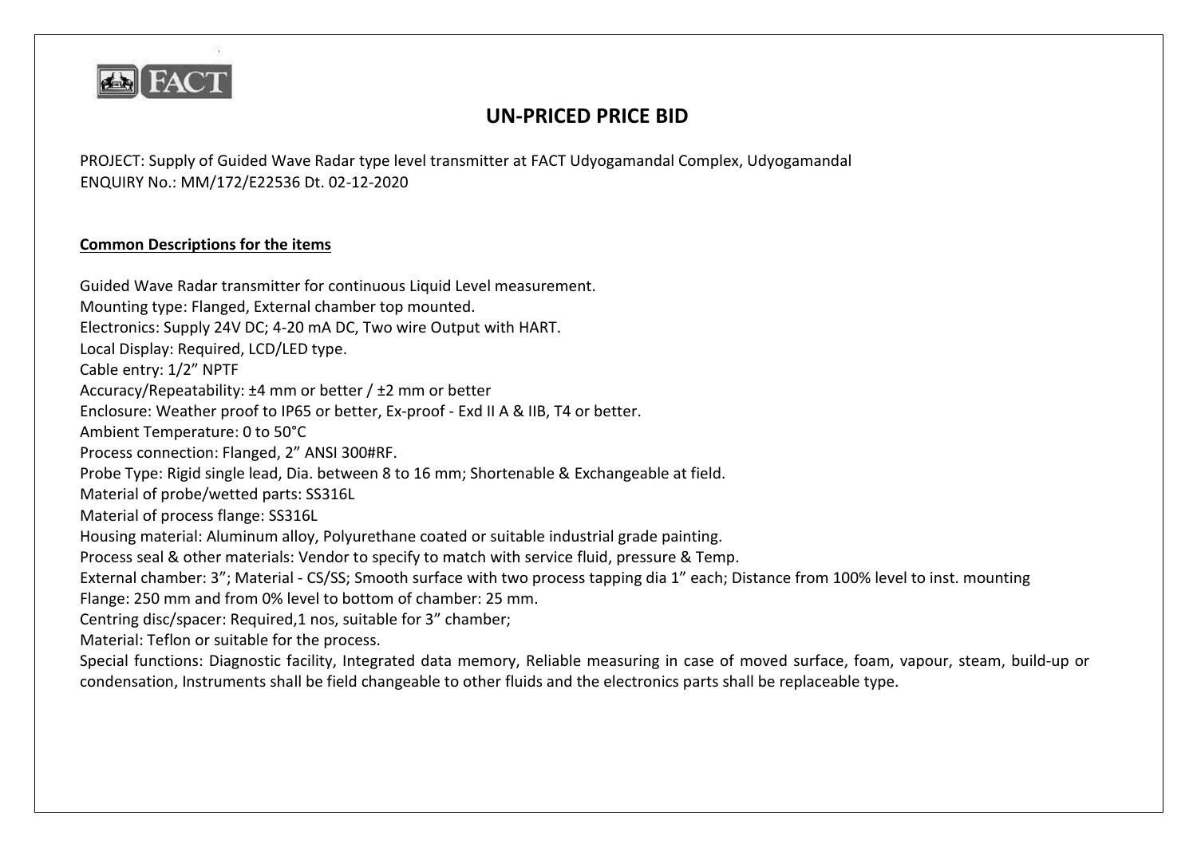FACT

# UN-PRICED PRICE BID

PROJECT: Supply of Guided Wave Radar type level transmitter at FACT Udyogamandal Complex, Udyogamandal
ENQUIRY No.: MM/172/E22536 Dt. 02-12-2020

**Common Descriptions for the items**

Guided Wave Radar transmitter for continuous Liquid Level measurement.
Mounting type: Flanged, External chamber top mounted.
Electronics: Supply 24V DC; 4-20 mA DC, Two wire Output with HART.
Local Display: Required, LCD/LED type.
Cable entry: 1/2" NPTF
Accuracy/Repeatability: ±4 mm or better / ±2 mm or better
Enclosure: Weather proof to IP65 or better, Ex-proof - Exd II A & IIB, T4 or better.
Ambient Temperature: 0 to 50°C
Process connection: Flanged, 2" ANSI 300#RF.
Probe Type: Rigid single lead, Dia. between 8 to 16 mm; Shortenable & Exchangeable at field.
Material of probe/wetted parts: SS316L
Material of process flange: SS316L
Housing material: Aluminum alloy, Polyurethane coated or suitable industrial grade painting.
Process seal & other materials: Vendor to specify to match with service fluid, pressure & Temp.
External chamber: 3"; Material - CS/SS; Smooth surface with two process tapping dia 1" each; Distance from 100% level to inst. mounting
Flange: 250 mm and from 0% level to bottom of chamber: 25 mm.
Centring disc/spacer: Required,1 nos, suitable for 3" chamber;
Material: Teflon or suitable for the process.
Special functions: Diagnostic facility, Integrated data memory, Reliable measuring in case of moved surface, foam, vapour, steam, build-up or condensation, Instruments shall be field changeable to other fluids and the electronics parts shall be replaceable type.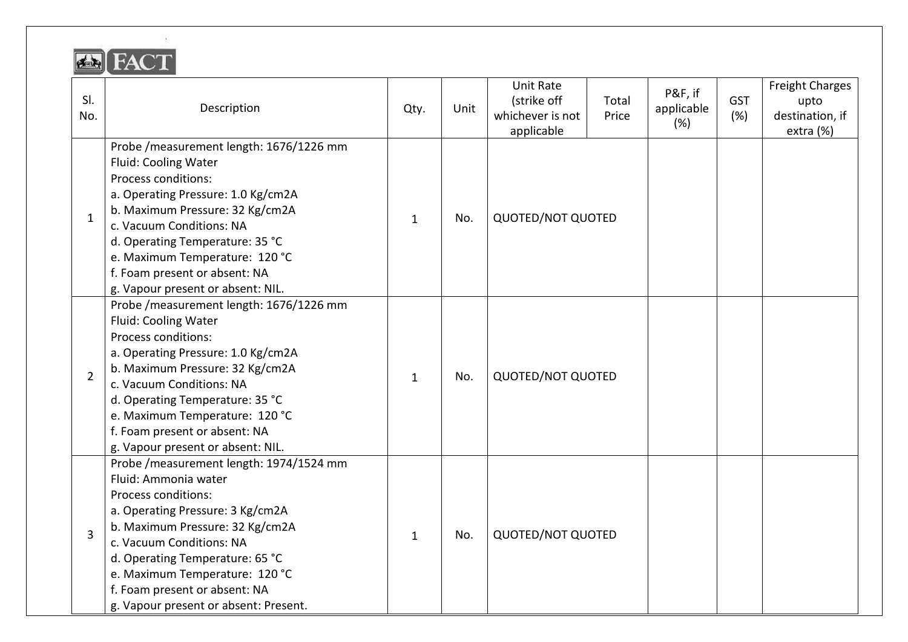FACT

| Sl. No. | Description | Qty. | Unit | Unit Rate (strike off whichever is not applicable | Total Price | P&F, if applicable (%) | GST (%) | Freight Charges upto destination, if extra (%) |
|---|---|---|---|---|---|---|---|---|
| 1 | Probe /measurement length: 1676/1226 mm<br>Fluid: Cooling Water<br>Process conditions:<br>a. Operating Pressure: 1.0 Kg/cm2A<br>b. Maximum Pressure: 32 Kg/cm2A<br>c. Vacuum Conditions: NA<br>d. Operating Temperature: 35 °C<br>e. Maximum Temperature: 120 °C<br>f. Foam present or absent: NA<br>g. Vapour present or absent: NIL. | 1 | No. | QUOTED/NOT QUOTED | | | | |
| 2 | Probe /measurement length: 1676/1226 mm<br>Fluid: Cooling Water<br>Process conditions:<br>a. Operating Pressure: 1.0 Kg/cm2A<br>b. Maximum Pressure: 32 Kg/cm2A<br>c. Vacuum Conditions: NA<br>d. Operating Temperature: 35 °C<br>e. Maximum Temperature: 120 °C<br>f. Foam present or absent: NA<br>g. Vapour present or absent: NIL. | 1 | No. | QUOTED/NOT QUOTED | | | | |
| 3 | Probe /measurement length: 1974/1524 mm<br>Fluid: Ammonia water<br>Process conditions:<br>a. Operating Pressure: 3 Kg/cm2A<br>b. Maximum Pressure: 32 Kg/cm2A<br>c. Vacuum Conditions: NA<br>d. Operating Temperature: 65 °C<br>e. Maximum Temperature: 120 °C<br>f. Foam present or absent: NA<br>g. Vapour present or absent: Present. | 1 | No. | QUOTED/NOT QUOTED | | | | |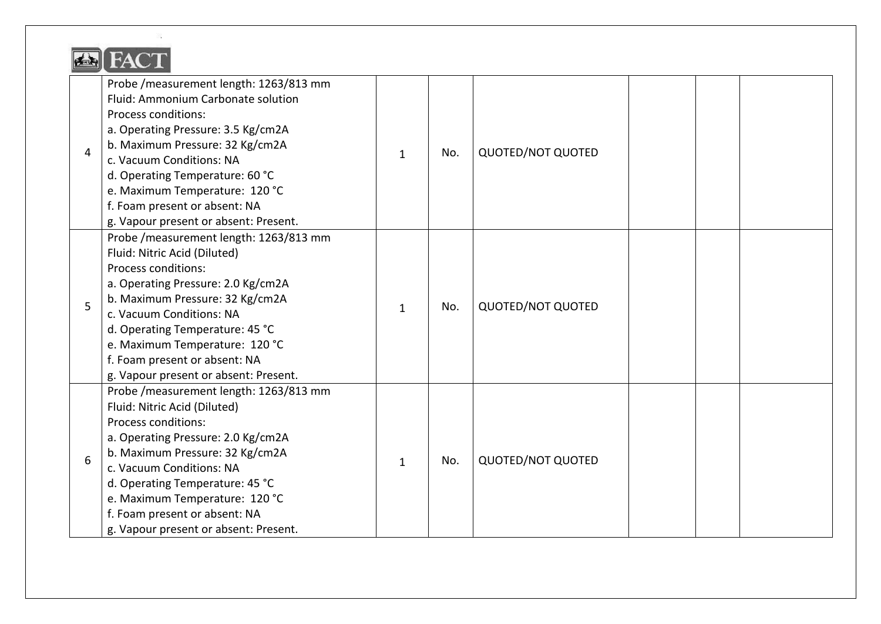FACT

| | | | | | | | |
|---|---|---|---|---|---|---|---|
| 4 | Probe /measurement length: 1263/813 mm<br>Fluid: Ammonium Carbonate solution<br>Process conditions:<br>a. Operating Pressure: 3.5 Kg/cm2A<br>b. Maximum Pressure: 32 Kg/cm2A<br>c. Vacuum Conditions: NA<br>d. Operating Temperature: 60 °C<br>e. Maximum Temperature: 120 °C<br>f. Foam present or absent: NA<br>g. Vapour present or absent: Present. | 1 | No. | QUOTED/NOT QUOTED | | | |
| 5 | Probe /measurement length: 1263/813 mm<br>Fluid: Nitric Acid (Diluted)<br>Process conditions:<br>a. Operating Pressure: 2.0 Kg/cm2A<br>b. Maximum Pressure: 32 Kg/cm2A<br>c. Vacuum Conditions: NA<br>d. Operating Temperature: 45 °C<br>e. Maximum Temperature: 120 °C<br>f. Foam present or absent: NA<br>g. Vapour present or absent: Present. | 1 | No. | QUOTED/NOT QUOTED | | | |
| 6 | Probe /measurement length: 1263/813 mm<br>Fluid: Nitric Acid (Diluted)<br>Process conditions:<br>a. Operating Pressure: 2.0 Kg/cm2A<br>b. Maximum Pressure: 32 Kg/cm2A<br>c. Vacuum Conditions: NA<br>d. Operating Temperature: 45 °C<br>e. Maximum Temperature: 120 °C<br>f. Foam present or absent: NA<br>g. Vapour present or absent: Present. | 1 | No. | QUOTED/NOT QUOTED | | | |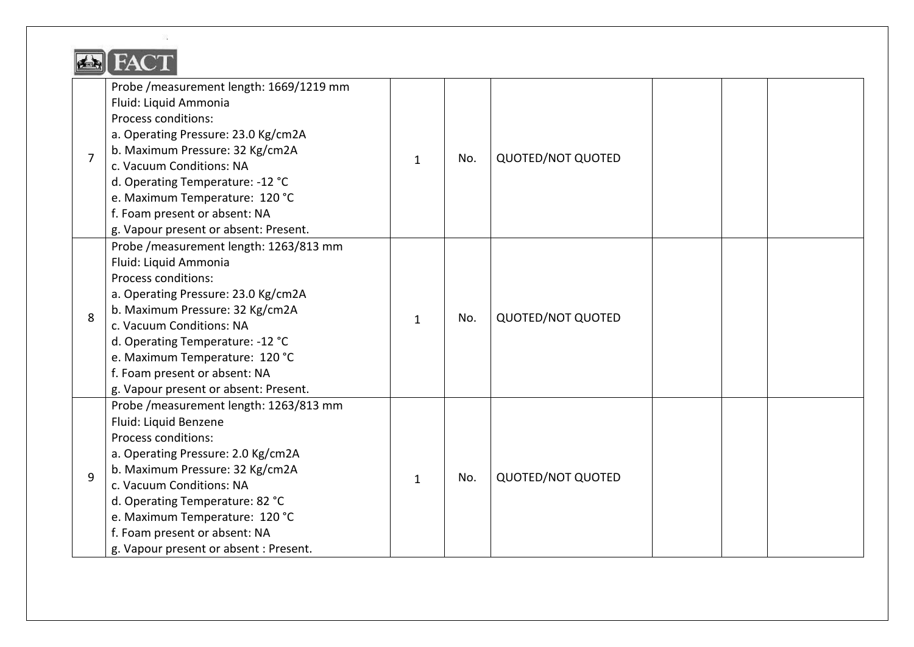| | | | | | | | |
|---|---|---|---|---|---|---|---|
| 7 | Probe /measurement length: 1669/1219 mm<br>Fluid: Liquid Ammonia<br>Process conditions:<br>a. Operating Pressure: 23.0 Kg/cm2A<br>b. Maximum Pressure: 32 Kg/cm2A<br>c. Vacuum Conditions: NA<br>d. Operating Temperature: -12 °C<br>e. Maximum Temperature: 120 °C<br>f. Foam present or absent: NA<br>g. Vapour present or absent: Present. | 1 | No. | QUOTED/NOT QUOTED | | | |
| 8 | Probe /measurement length: 1263/813 mm<br>Fluid: Liquid Ammonia<br>Process conditions:<br>a. Operating Pressure: 23.0 Kg/cm2A<br>b. Maximum Pressure: 32 Kg/cm2A<br>c. Vacuum Conditions: NA<br>d. Operating Temperature: -12 °C<br>e. Maximum Temperature: 120 °C<br>f. Foam present or absent: NA<br>g. Vapour present or absent: Present. | 1 | No. | QUOTED/NOT QUOTED | | | |
| 9 | Probe /measurement length: 1263/813 mm<br>Fluid: Liquid Benzene<br>Process conditions:<br>a. Operating Pressure: 2.0 Kg/cm2A<br>b. Maximum Pressure: 32 Kg/cm2A<br>c. Vacuum Conditions: NA<br>d. Operating Temperature: 82 °C<br>e. Maximum Temperature: 120 °C<br>f. Foam present or absent: NA<br>g. Vapour present or absent : Present. | 1 | No. | QUOTED/NOT QUOTED | | | |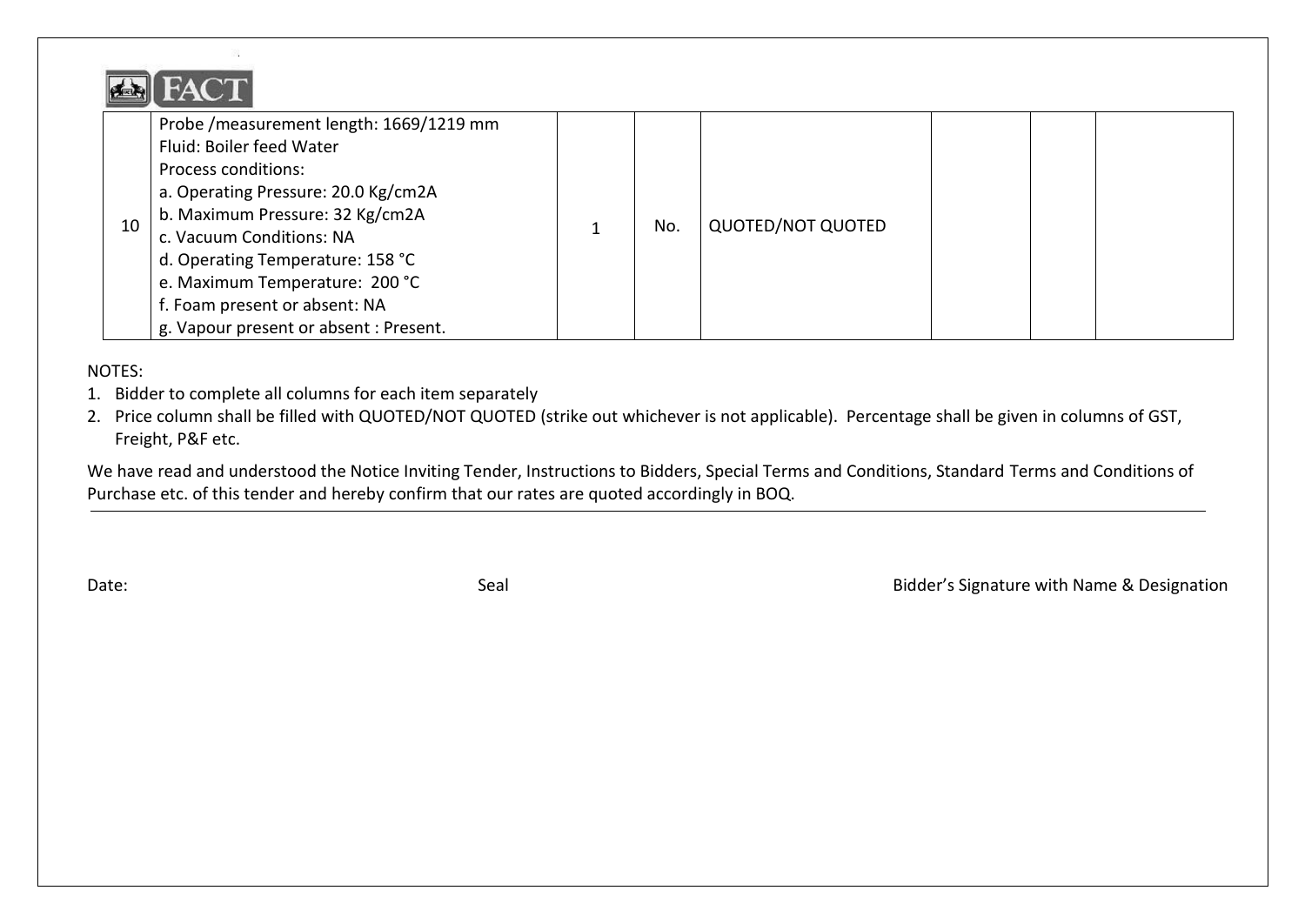| | | | | | | | |
|---|---|---|---|---|---|---|---|
| 10 | Probe /measurement length: 1669/1219 mm<br>Fluid: Boiler feed Water<br>Process conditions:<br>a. Operating Pressure: 20.0 Kg/cm2A<br>b. Maximum Pressure: 32 Kg/cm2A<br>c. Vacuum Conditions: NA<br>d. Operating Temperature: 158 °C<br>e. Maximum Temperature: 200 °C<br>f. Foam present or absent: NA<br>g. Vapour present or absent : Present. | 1 | No. | QUOTED/NOT QUOTED | | | |

NOTES:

1. Bidder to complete all columns for each item separately
2. Price column shall be filled with QUOTED/NOT QUOTED (strike out whichever is not applicable). Percentage shall be given in columns of GST, Freight, P&F etc.

We have read and understood the Notice Inviting Tender, Instructions to Bidders, Special Terms and Conditions, Standard Terms and Conditions of Purchase etc. of this tender and hereby confirm that our rates are quoted accordingly in BOQ.

Date: Seal Bidder's Signature with Name & Designation